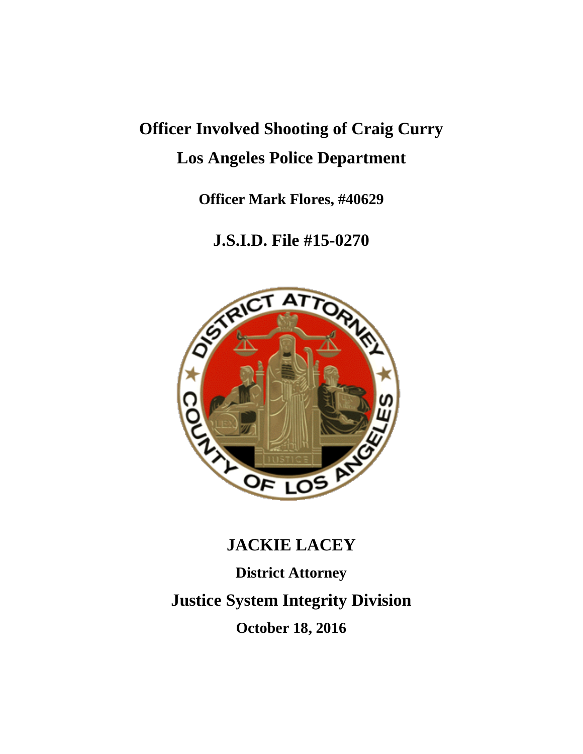# Officer Involved Shooting of Craig Curry

# Los Angeles Police Department

**Officer Mark Flores, #40629**

## J.S.I.D. File #15-0270

## JACKIE LACEY

**District Attorney**

## Justice System Integrity Division

**October 18, 2016**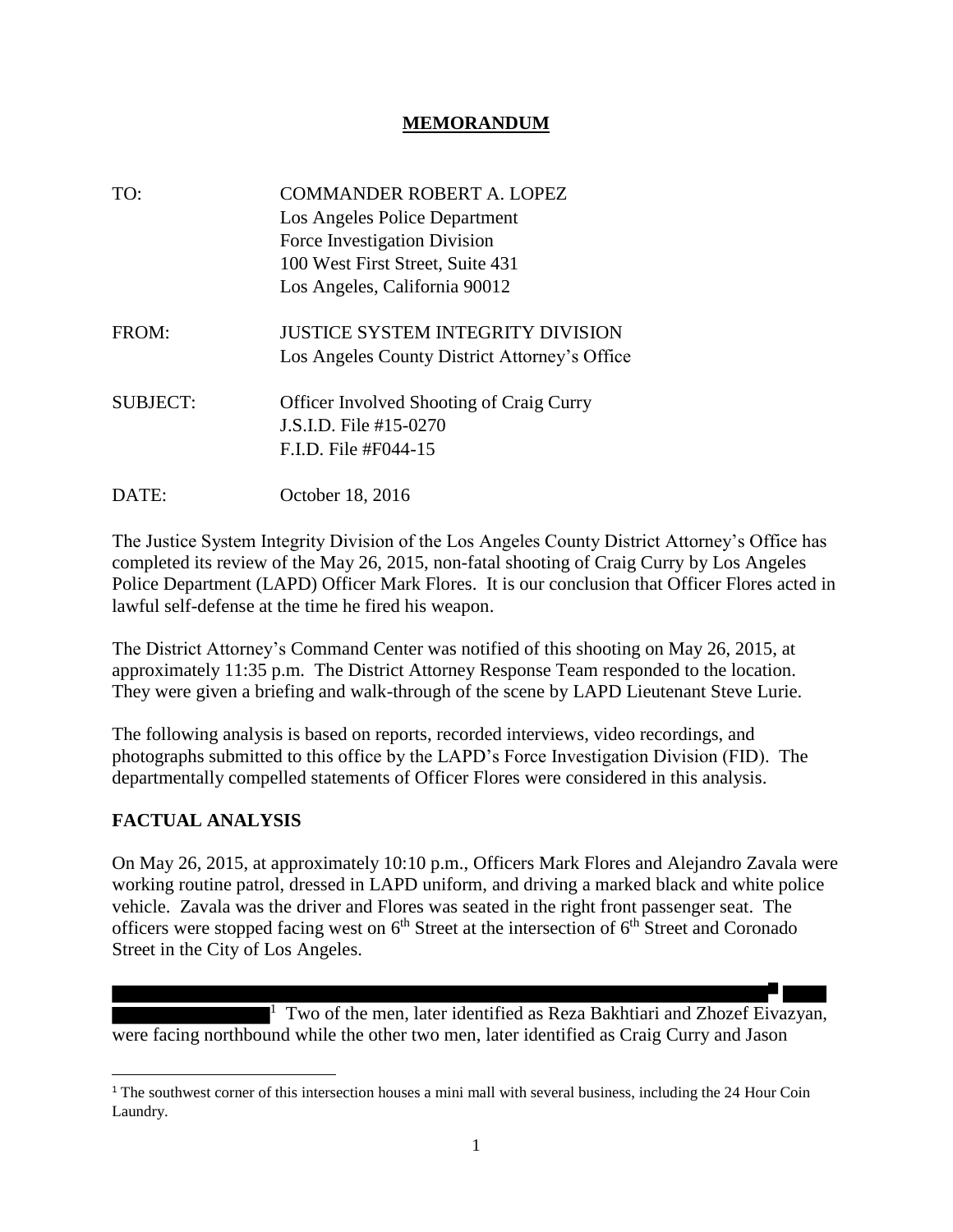# MEMORANDUM

TO: COMMANDER ROBERT A. LOPEZ
Los Angeles Police Department
Force Investigation Division
100 West First Street, Suite 431
Los Angeles, California 90012

FROM: JUSTICE SYSTEM INTEGRITY DIVISION
Los Angeles County District Attorney's Office

SUBJECT: Officer Involved Shooting of Craig Curry
J.S.I.D. File #15-0270
F.I.D. File #F044-15

DATE: October 18, 2016

The Justice System Integrity Division of the Los Angeles County District Attorney's Office has completed its review of the May 26, 2015, non-fatal shooting of Craig Curry by Los Angeles Police Department (LAPD) Officer Mark Flores. It is our conclusion that Officer Flores acted in lawful self-defense at the time he fired his weapon.

The District Attorney's Command Center was notified of this shooting on May 26, 2015, at approximately 11:35 p.m. The District Attorney Response Team responded to the location. They were given a briefing and walk-through of the scene by LAPD Lieutenant Steve Lurie.

The following analysis is based on reports, recorded interviews, video recordings, and photographs submitted to this office by the LAPD's Force Investigation Division (FID). The departmentally compelled statements of Officer Flores were considered in this analysis.

## FACTUAL ANALYSIS

On May 26, 2015, at approximately 10:10 p.m., Officers Mark Flores and Alejandro Zavala were working routine patrol, dressed in LAPD uniform, and driving a marked black and white police vehicle. Zavala was the driver and Flores was seated in the right front passenger seat. The officers were stopped facing west on 6th Street at the intersection of 6th Street and Coronado Street in the City of Los Angeles.

[REDACTED][1] Two of the men, later identified as Reza Bakhtiari and Zhozef Eivazyan, were facing northbound while the other two men, later identified as Craig Curry and Jason

[1] The southwest corner of this intersection houses a mini mall with several business, including the 24 Hour Coin Laundry.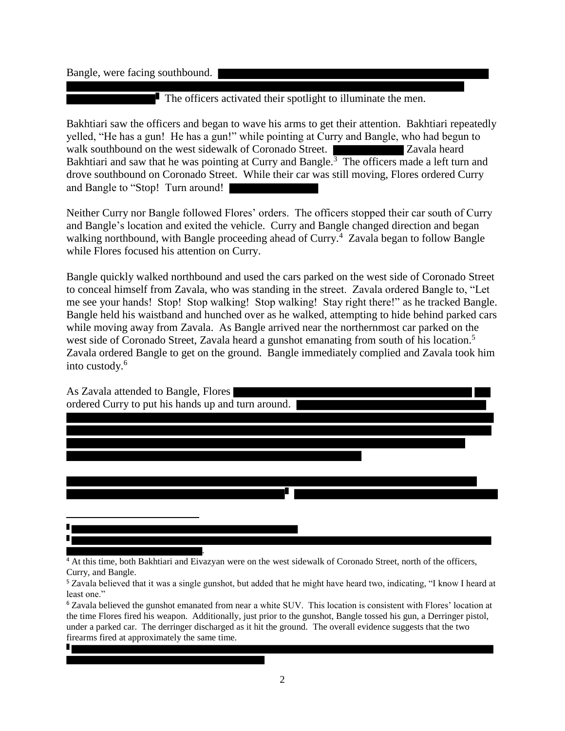Bangle, were facing southbound. The officers activated their spotlight to illuminate the men.

Bakhtiari saw the officers and began to wave his arms to get their attention. Bakhtiari repeatedly yelled, "He has a gun! He has a gun!" while pointing at Curry and Bangle, who had begun to walk southbound on the west sidewalk of Coronado Street. Zavala heard Bakhtiari and saw that he was pointing at Curry and Bangle.[3] The officers made a left turn and drove southbound on Coronado Street. While their car was still moving, Flores ordered Curry and Bangle to "Stop! Turn around!

Neither Curry nor Bangle followed Flores' orders. The officers stopped their car south of Curry and Bangle's location and exited the vehicle. Curry and Bangle changed direction and began walking northbound, with Bangle proceeding ahead of Curry.[4] Zavala began to follow Bangle while Flores focused his attention on Curry.

Bangle quickly walked northbound and used the cars parked on the west side of Coronado Street to conceal himself from Zavala, who was standing in the street. Zavala ordered Bangle to, "Let me see your hands! Stop! Stop walking! Stop walking! Stay right there!" as he tracked Bangle. Bangle held his waistband and hunched over as he walked, attempting to hide behind parked cars while moving away from Zavala. As Bangle arrived near the northernmost car parked on the west side of Coronado Street, Zavala heard a gunshot emanating from south of his location.[5] Zavala ordered Bangle to get on the ground. Bangle immediately complied and Zavala took him into custody.[6]

As Zavala attended to Bangle, Flores ordered Curry to put his hands up and turn around.

---

[4] At this time, both Bakhtiari and Eivazyan were on the west sidewalk of Coronado Street, north of the officers, Curry, and Bangle.

[5] Zavala believed that it was a single gunshot, but added that he might have heard two, indicating, "I know I heard at least one."

[6] Zavala believed the gunshot emanated from near a white SUV. This location is consistent with Flores' location at the time Flores fired his weapon. Additionally, just prior to the gunshot, Bangle tossed his gun, a Derringer pistol, under a parked car. The derringer discharged as it hit the ground. The overall evidence suggests that the two firearms fired at approximately the same time.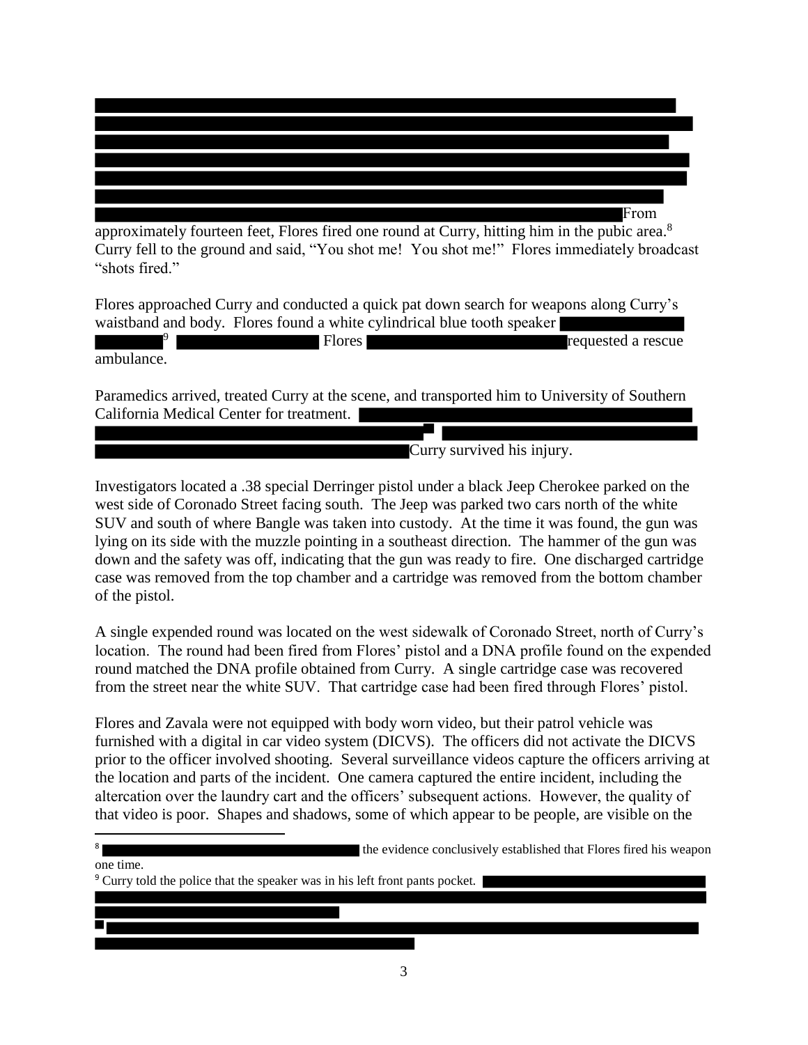From approximately fourteen feet, Flores fired one round at Curry, hitting him in the pubic area.[8] Curry fell to the ground and said, "You shot me! You shot me!" Flores immediately broadcast "shots fired."

Flores approached Curry and conducted a quick pat down search for weapons along Curry's waistband and body. Flores found a white cylindrical blue tooth speaker [9] Flores requested a rescue ambulance.

Paramedics arrived, treated Curry at the scene, and transported him to University of Southern California Medical Center for treatment. Curry survived his injury.

Investigators located a .38 special Derringer pistol under a black Jeep Cherokee parked on the west side of Coronado Street facing south. The Jeep was parked two cars north of the white SUV and south of where Bangle was taken into custody. At the time it was found, the gun was lying on its side with the muzzle pointing in a southeast direction. The hammer of the gun was down and the safety was off, indicating that the gun was ready to fire. One discharged cartridge case was removed from the top chamber and a cartridge was removed from the bottom chamber of the pistol.

A single expended round was located on the west sidewalk of Coronado Street, north of Curry's location. The round had been fired from Flores' pistol and a DNA profile found on the expended round matched the DNA profile obtained from Curry. A single cartridge case was recovered from the street near the white SUV. That cartridge case had been fired through Flores' pistol.

Flores and Zavala were not equipped with body worn video, but their patrol vehicle was furnished with a digital in car video system (DICVS). The officers did not activate the DICVS prior to the officer involved shooting. Several surveillance videos capture the officers arriving at the location and parts of the incident. One camera captured the entire incident, including the altercation over the laundry cart and the officers' subsequent actions. However, the quality of that video is poor. Shapes and shadows, some of which appear to be people, are visible on the

---

[8] the evidence conclusively established that Flores fired his weapon one time.

[9] Curry told the police that the speaker was in his left front pants pocket.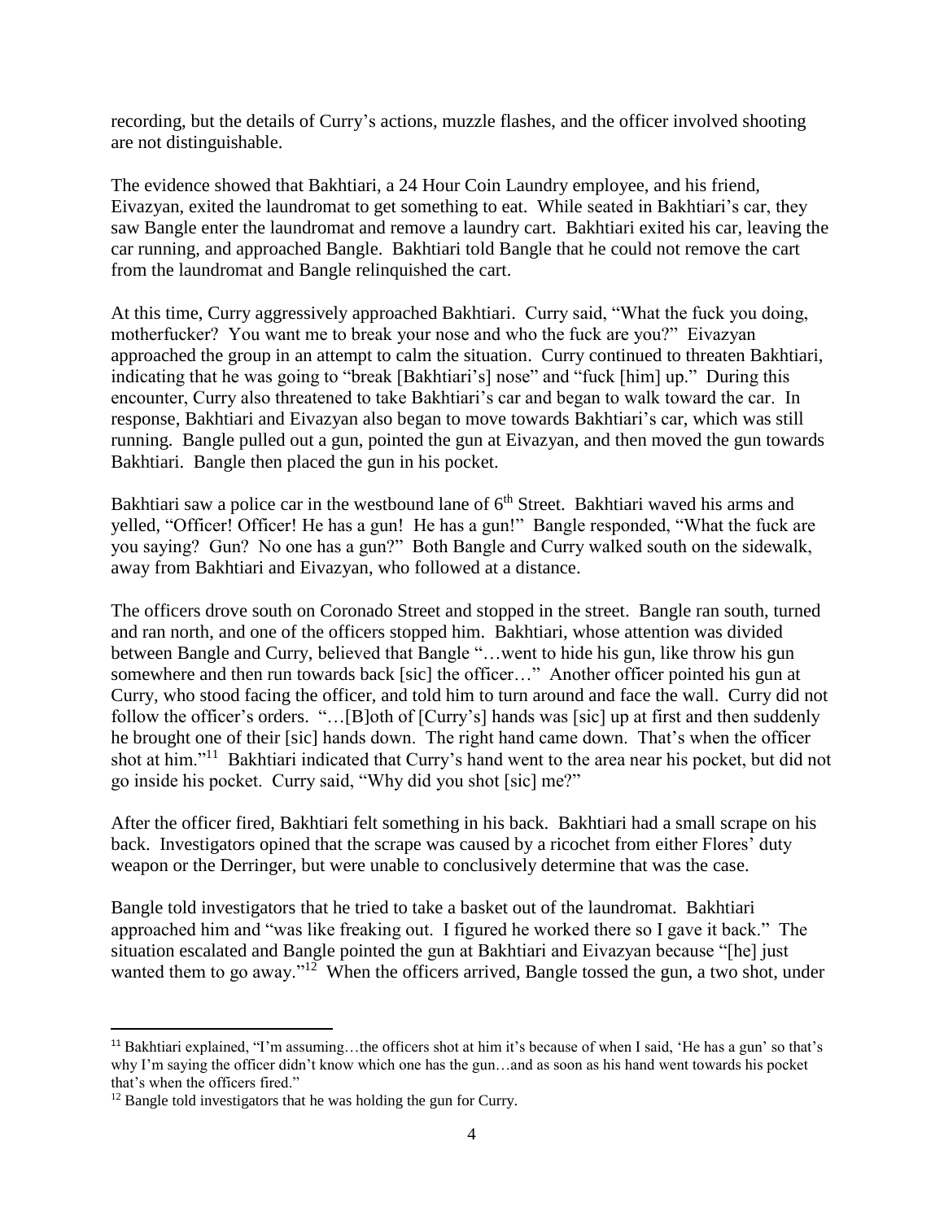recording, but the details of Curry's actions, muzzle flashes, and the officer involved shooting are not distinguishable.

The evidence showed that Bakhtiari, a 24 Hour Coin Laundry employee, and his friend, Eivazyan, exited the laundromat to get something to eat. While seated in Bakhtiari's car, they saw Bangle enter the laundromat and remove a laundry cart. Bakhtiari exited his car, leaving the car running, and approached Bangle. Bakhtiari told Bangle that he could not remove the cart from the laundromat and Bangle relinquished the cart.

At this time, Curry aggressively approached Bakhtiari. Curry said, "What the fuck you doing, motherfucker? You want me to break your nose and who the fuck are you?" Eivazyan approached the group in an attempt to calm the situation. Curry continued to threaten Bakhtiari, indicating that he was going to "break [Bakhtiari's] nose" and "fuck [him] up." During this encounter, Curry also threatened to take Bakhtiari's car and began to walk toward the car. In response, Bakhtiari and Eivazyan also began to move towards Bakhtiari's car, which was still running. Bangle pulled out a gun, pointed the gun at Eivazyan, and then moved the gun towards Bakhtiari. Bangle then placed the gun in his pocket.

Bakhtiari saw a police car in the westbound lane of 6th Street. Bakhtiari waved his arms and yelled, "Officer! Officer! He has a gun! He has a gun!" Bangle responded, "What the fuck are you saying? Gun? No one has a gun?" Both Bangle and Curry walked south on the sidewalk, away from Bakhtiari and Eivazyan, who followed at a distance.

The officers drove south on Coronado Street and stopped in the street. Bangle ran south, turned and ran north, and one of the officers stopped him. Bakhtiari, whose attention was divided between Bangle and Curry, believed that Bangle "…went to hide his gun, like throw his gun somewhere and then run towards back [sic] the officer…" Another officer pointed his gun at Curry, who stood facing the officer, and told him to turn around and face the wall. Curry did not follow the officer's orders. "…[B]oth of [Curry's] hands was [sic] up at first and then suddenly he brought one of their [sic] hands down. The right hand came down. That's when the officer shot at him."[11] Bakhtiari indicated that Curry's hand went to the area near his pocket, but did not go inside his pocket. Curry said, "Why did you shot [sic] me?"

After the officer fired, Bakhtiari felt something in his back. Bakhtiari had a small scrape on his back. Investigators opined that the scrape was caused by a ricochet from either Flores' duty weapon or the Derringer, but were unable to conclusively determine that was the case.

Bangle told investigators that he tried to take a basket out of the laundromat. Bakhtiari approached him and "was like freaking out. I figured he worked there so I gave it back." The situation escalated and Bangle pointed the gun at Bakhtiari and Eivazyan because "[he] just wanted them to go away."[12] When the officers arrived, Bangle tossed the gun, a two shot, under

[11] Bakhtiari explained, "I'm assuming…the officers shot at him it's because of when I said, 'He has a gun' so that's why I'm saying the officer didn't know which one has the gun…and as soon as his hand went towards his pocket that's when the officers fired."

[12] Bangle told investigators that he was holding the gun for Curry.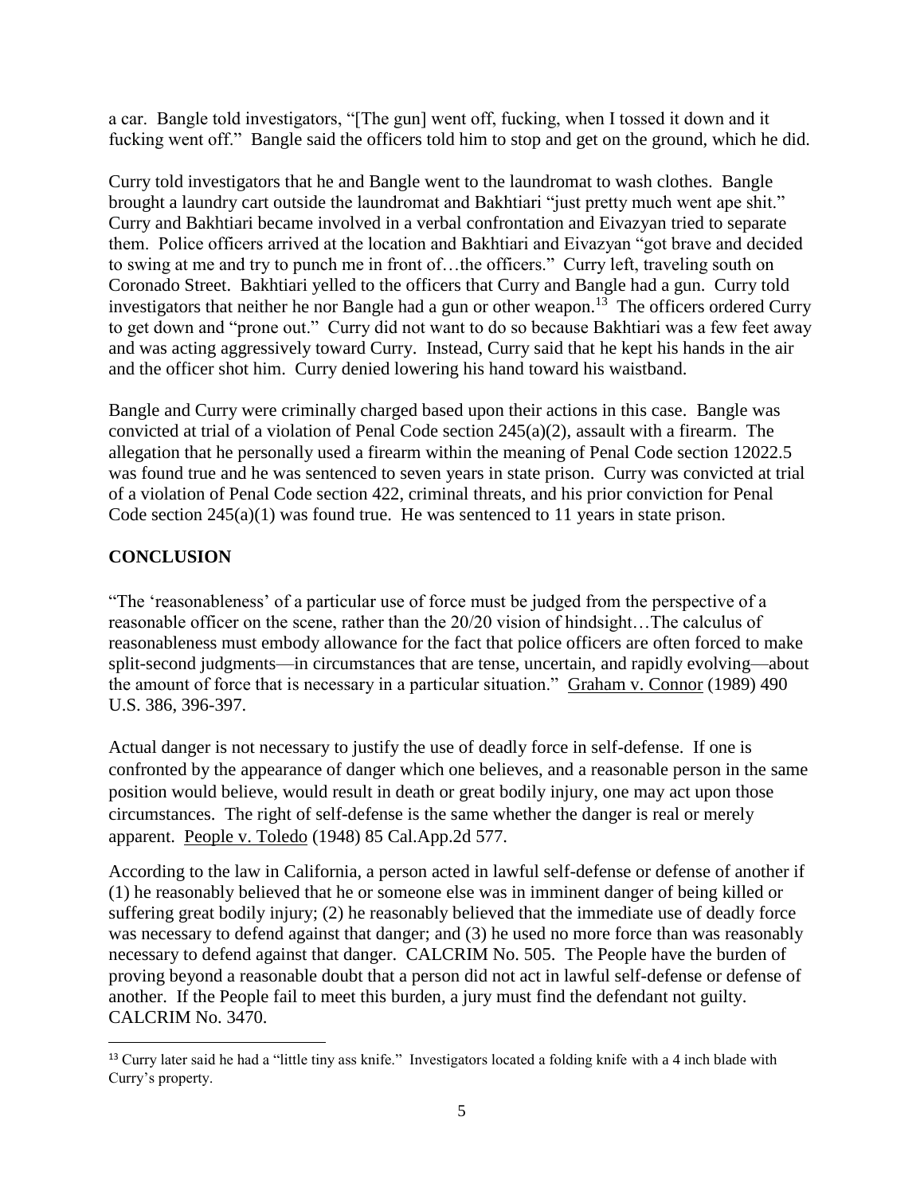a car. Bangle told investigators, "[The gun] went off, fucking, when I tossed it down and it fucking went off." Bangle said the officers told him to stop and get on the ground, which he did.

Curry told investigators that he and Bangle went to the laundromat to wash clothes. Bangle brought a laundry cart outside the laundromat and Bakhtiari "just pretty much went ape shit." Curry and Bakhtiari became involved in a verbal confrontation and Eivazyan tried to separate them. Police officers arrived at the location and Bakhtiari and Eivazyan "got brave and decided to swing at me and try to punch me in front of…the officers." Curry left, traveling south on Coronado Street. Bakhtiari yelled to the officers that Curry and Bangle had a gun. Curry told investigators that neither he nor Bangle had a gun or other weapon.[13] The officers ordered Curry to get down and "prone out." Curry did not want to do so because Bakhtiari was a few feet away and was acting aggressively toward Curry. Instead, Curry said that he kept his hands in the air and the officer shot him. Curry denied lowering his hand toward his waistband.

Bangle and Curry were criminally charged based upon their actions in this case. Bangle was convicted at trial of a violation of Penal Code section 245(a)(2), assault with a firearm. The allegation that he personally used a firearm within the meaning of Penal Code section 12022.5 was found true and he was sentenced to seven years in state prison. Curry was convicted at trial of a violation of Penal Code section 422, criminal threats, and his prior conviction for Penal Code section 245(a)(1) was found true. He was sentenced to 11 years in state prison.

## CONCLUSION

"The 'reasonableness' of a particular use of force must be judged from the perspective of a reasonable officer on the scene, rather than the 20/20 vision of hindsight…The calculus of reasonableness must embody allowance for the fact that police officers are often forced to make split-second judgments—in circumstances that are tense, uncertain, and rapidly evolving—about the amount of force that is necessary in a particular situation." Graham v. Connor (1989) 490 U.S. 386, 396-397.

Actual danger is not necessary to justify the use of deadly force in self-defense. If one is confronted by the appearance of danger which one believes, and a reasonable person in the same position would believe, would result in death or great bodily injury, one may act upon those circumstances. The right of self-defense is the same whether the danger is real or merely apparent. People v. Toledo (1948) 85 Cal.App.2d 577.

According to the law in California, a person acted in lawful self-defense or defense of another if (1) he reasonably believed that he or someone else was in imminent danger of being killed or suffering great bodily injury; (2) he reasonably believed that the immediate use of deadly force was necessary to defend against that danger; and (3) he used no more force than was reasonably necessary to defend against that danger. CALCRIM No. 505. The People have the burden of proving beyond a reasonable doubt that a person did not act in lawful self-defense or defense of another. If the People fail to meet this burden, a jury must find the defendant not guilty. CALCRIM No. 3470.

[13] Curry later said he had a "little tiny ass knife." Investigators located a folding knife with a 4 inch blade with Curry's property.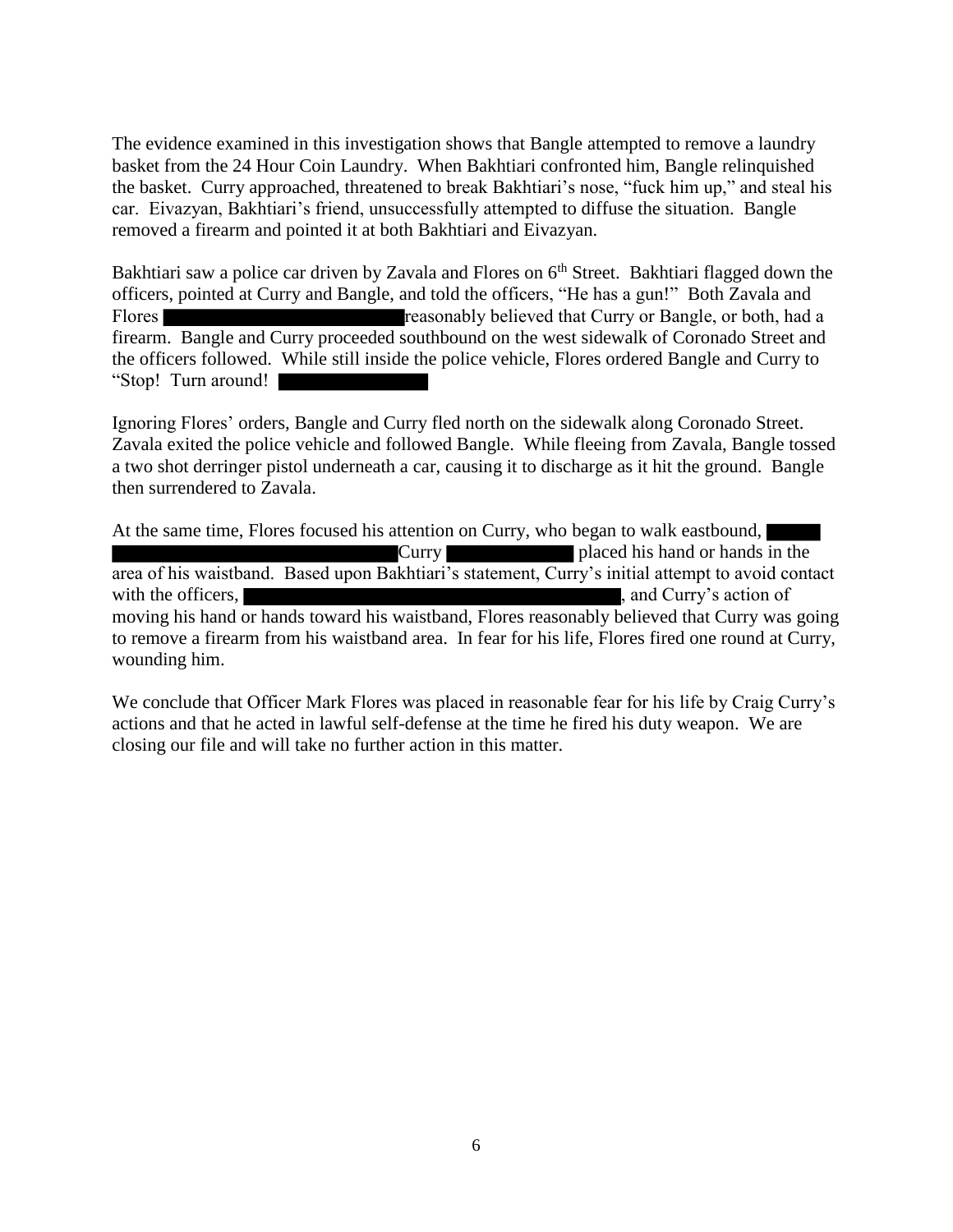The evidence examined in this investigation shows that Bangle attempted to remove a laundry basket from the 24 Hour Coin Laundry. When Bakhtiari confronted him, Bangle relinquished the basket. Curry approached, threatened to break Bakhtiari's nose, "fuck him up," and steal his car. Eivazyan, Bakhtiari's friend, unsuccessfully attempted to diffuse the situation. Bangle removed a firearm and pointed it at both Bakhtiari and Eivazyan.

Bakhtiari saw a police car driven by Zavala and Flores on 6th Street. Bakhtiari flagged down the officers, pointed at Curry and Bangle, and told the officers, "He has a gun!" Both Zavala and Flores ██████████████████ reasonably believed that Curry or Bangle, or both, had a firearm. Bangle and Curry proceeded southbound on the west sidewalk of Coronado Street and the officers followed. While still inside the police vehicle, Flores ordered Bangle and Curry to "Stop! Turn around! ██████████

Ignoring Flores' orders, Bangle and Curry fled north on the sidewalk along Coronado Street. Zavala exited the police vehicle and followed Bangle. While fleeing from Zavala, Bangle tossed a two shot derringer pistol underneath a car, causing it to discharge as it hit the ground. Bangle then surrendered to Zavala.

At the same time, Flores focused his attention on Curry, who began to walk eastbound, ████ ████████████████████████ Curry ██████████ placed his hand or hands in the area of his waistband. Based upon Bakhtiari's statement, Curry's initial attempt to avoid contact with the officers, ██████████████████████████████, and Curry's action of moving his hand or hands toward his waistband, Flores reasonably believed that Curry was going to remove a firearm from his waistband area. In fear for his life, Flores fired one round at Curry, wounding him.

We conclude that Officer Mark Flores was placed in reasonable fear for his life by Craig Curry's actions and that he acted in lawful self-defense at the time he fired his duty weapon. We are closing our file and will take no further action in this matter.